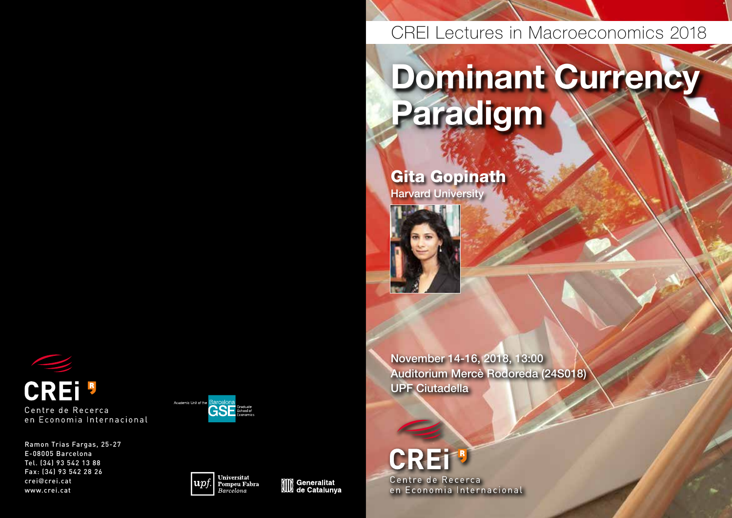CREI Lectures in Macroeconomics 2018

# Dominant Currency Paradigm

## Gita Gopinath

Harvard University

November 14-16, 2018, 13:00
Auditorium Mercè Rodoreda (24S018)
UPF Ciutadella

CREi
Centre de Recerca en Economia Internacional

---

CREi
Centre de Recerca en Economia Internacional

Ramon Trias Fargas, 25-27
E-08005 Barcelona
Tel. (34) 93 542 13 88
Fax: (34) 93 542 28 26
crei@crei.cat
www.crei.cat

Academic Unit of the Barcelona GSE Graduate School of Economics

Universitat Pompeu Fabra Barcelona

Generalitat de Catalunya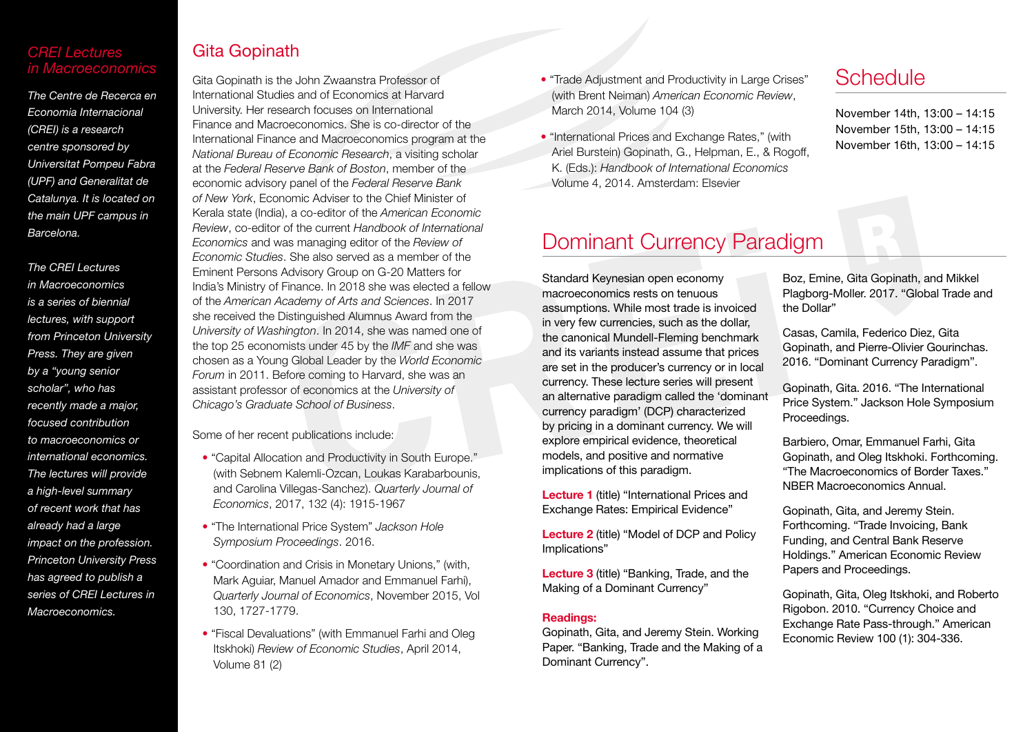## *CREI Lectures in Macroeconomics*

*The Centre de Recerca en Economia Internacional (CREI) is a research centre sponsored by Universitat Pompeu Fabra (UPF) and Generalitat de Catalunya. It is located on the main UPF campus in Barcelona.*

*The CREI Lectures in Macroeconomics is a series of biennial lectures, with support from Princeton University Press. They are given by a "young senior scholar", who has recently made a major, focused contribution to macroeconomics or international economics. The lectures will provide a high-level summary of recent work that has already had a large impact on the profession. Princeton University Press has agreed to publish a series of CREI Lectures in Macroeconomics.*

## Gita Gopinath

Gita Gopinath is the John Zwaanstra Professor of International Studies and of Economics at Harvard University. Her research focuses on International Finance and Macroeconomics. She is co-director of the International Finance and Macroeconomics program at the *National Bureau of Economic Research*, a visiting scholar at the *Federal Reserve Bank of Boston*, member of the economic advisory panel of the *Federal Reserve Bank of New York*, Economic Adviser to the Chief Minister of Kerala state (India), a co-editor of the *American Economic Review*, co-editor of the current *Handbook of International Economics* and was managing editor of the *Review of Economic Studies*. She also served as a member of the Eminent Persons Advisory Group on G-20 Matters for India's Ministry of Finance. In 2018 she was elected a fellow of the *American Academy of Arts and Sciences*. In 2017 she received the Distinguished Alumnus Award from the *University of Washington*. In 2014, she was named one of the top 25 economists under 45 by the *IMF* and she was chosen as a Young Global Leader by the *World Economic Forum* in 2011. Before coming to Harvard, she was an assistant professor of economics at the *University of Chicago's Graduate School of Business*.

Some of her recent publications include:

- "Capital Allocation and Productivity in South Europe." (with Sebnem Kalemli-Ozcan, Loukas Karabarbounis, and Carolina Villegas-Sanchez). *Quarterly Journal of Economics*, 2017, 132 (4): 1915-1967
- "The International Price System" *Jackson Hole Symposium Proceedings*. 2016.
- "Coordination and Crisis in Monetary Unions," (with, Mark Aguiar, Manuel Amador and Emmanuel Farhi), *Quarterly Journal of Economics*, November 2015, Vol 130, 1727-1779.
- "Fiscal Devaluations" (with Emmanuel Farhi and Oleg Itskhoki) *Review of Economic Studies*, April 2014, Volume 81 (2)
- "Trade Adjustment and Productivity in Large Crises" (with Brent Neiman) *American Economic Review*, March 2014, Volume 104 (3)
- "International Prices and Exchange Rates," (with Ariel Burstein) Gopinath, G., Helpman, E., & Rogoff, K. (Eds.): *Handbook of International Economics* Volume 4, 2014. Amsterdam: Elsevier

## Schedule

November 14th, 13:00 – 14:15
November 15th, 13:00 – 14:15
November 16th, 13:00 – 14:15

## Dominant Currency Paradigm

Standard Keynesian open economy macroeconomics rests on tenuous assumptions. While most trade is invoiced in very few currencies, such as the dollar, the canonical Mundell-Fleming benchmark and its variants instead assume that prices are set in the producer's currency or in local currency. These lecture series will present an alternative paradigm called the 'dominant currency paradigm' (DCP) characterized by pricing in a dominant currency. We will explore empirical evidence, theoretical models, and positive and normative implications of this paradigm.

**Lecture 1** (title) "International Prices and Exchange Rates: Empirical Evidence"

**Lecture 2** (title) "Model of DCP and Policy Implications"

**Lecture 3** (title) "Banking, Trade, and the Making of a Dominant Currency"

**Readings:**

Gopinath, Gita, and Jeremy Stein. Working Paper. "Banking, Trade and the Making of a Dominant Currency".

Boz, Emine, Gita Gopinath, and Mikkel Plagborg-Moller. 2017. "Global Trade and the Dollar"

Casas, Camila, Federico Diez, Gita Gopinath, and Pierre-Olivier Gourinchas. 2016. "Dominant Currency Paradigm".

Gopinath, Gita. 2016. "The International Price System." Jackson Hole Symposium Proceedings.

Barbiero, Omar, Emmanuel Farhi, Gita Gopinath, and Oleg Itskhoki. Forthcoming. "The Macroeconomics of Border Taxes." NBER Macroeconomics Annual.

Gopinath, Gita, and Jeremy Stein. Forthcoming. "Trade Invoicing, Bank Funding, and Central Bank Reserve Holdings." American Economic Review Papers and Proceedings.

Gopinath, Gita, Oleg Itskhoki, and Roberto Rigobon. 2010. "Currency Choice and Exchange Rate Pass-through." American Economic Review 100 (1): 304-336.